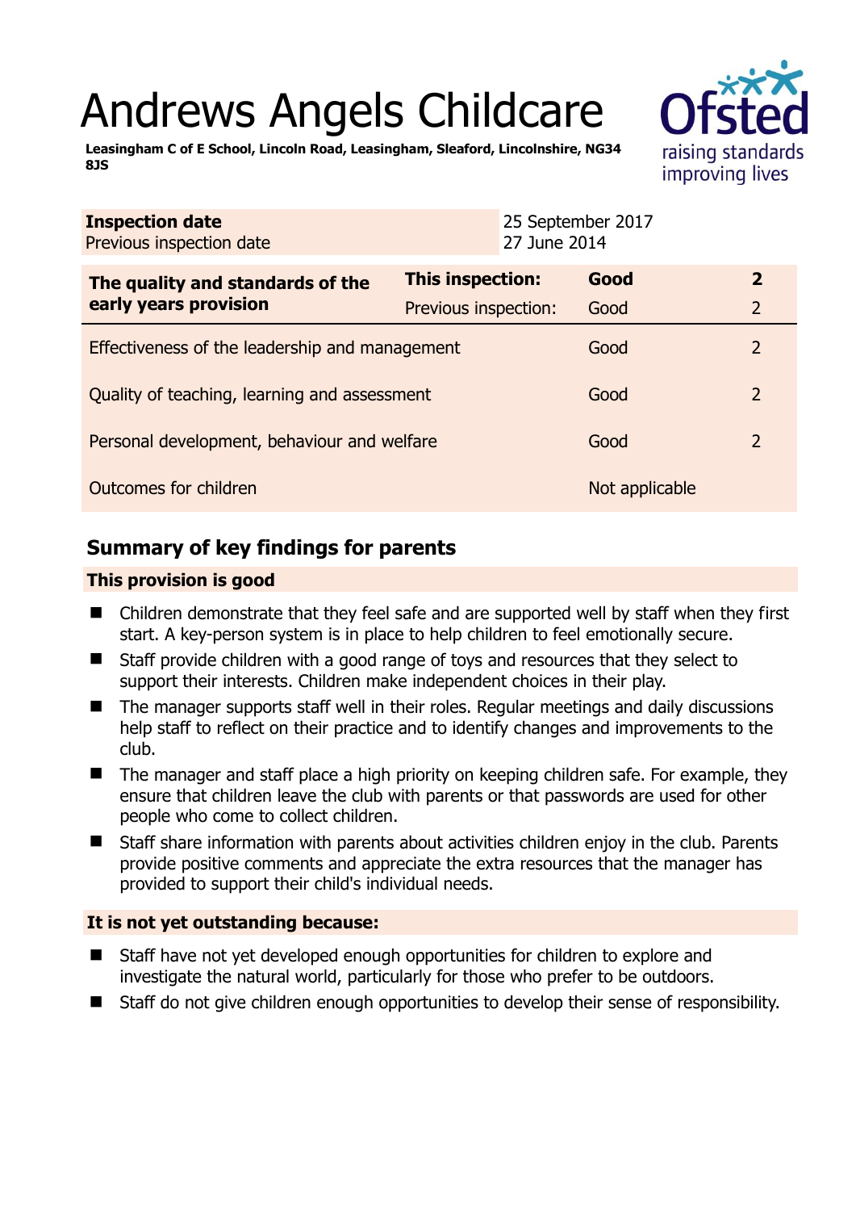# Andrews Angels Childcare

**Leasingham C of E School, Lincoln Road, Leasingham, Sleaford, Lincolnshire, NG34 8JS**

| **Inspection date** | 25 September 2017 |
|---|---|
| Previous inspection date | 27 June 2014 |

| **The quality and standards of the early years provision** | **This inspection:** | **Good** | **2** |
|---|---|---|---|
| | Previous inspection: | Good | 2 |
| Effectiveness of the leadership and management | | Good | 2 |
| Quality of teaching, learning and assessment | | Good | 2 |
| Personal development, behaviour and welfare | | Good | 2 |
| Outcomes for children | | Not applicable | |

## Summary of key findings for parents

### This provision is good

- Children demonstrate that they feel safe and are supported well by staff when they first start. A key-person system is in place to help children to feel emotionally secure.
- Staff provide children with a good range of toys and resources that they select to support their interests. Children make independent choices in their play.
- The manager supports staff well in their roles. Regular meetings and daily discussions help staff to reflect on their practice and to identify changes and improvements to the club.
- The manager and staff place a high priority on keeping children safe. For example, they ensure that children leave the club with parents or that passwords are used for other people who come to collect children.
- Staff share information with parents about activities children enjoy in the club. Parents provide positive comments and appreciate the extra resources that the manager has provided to support their child's individual needs.

### It is not yet outstanding because:

- Staff have not yet developed enough opportunities for children to explore and investigate the natural world, particularly for those who prefer to be outdoors.
- Staff do not give children enough opportunities to develop their sense of responsibility.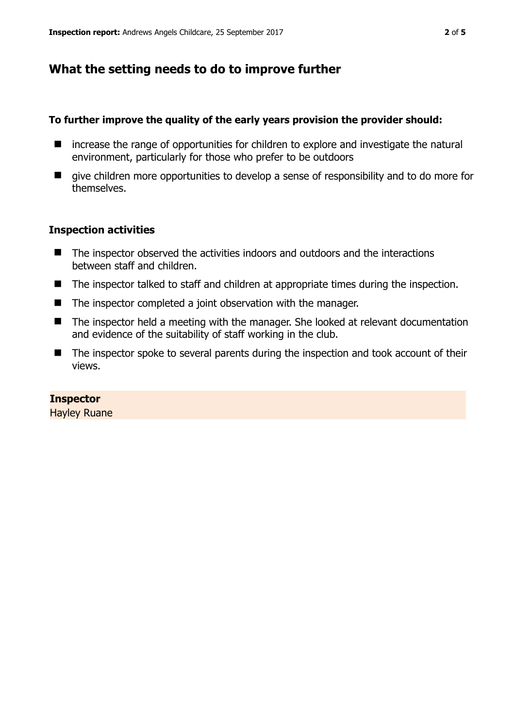## What the setting needs to do to improve further

**To further improve the quality of the early years provision the provider should:**

- increase the range of opportunities for children to explore and investigate the natural environment, particularly for those who prefer to be outdoors
- give children more opportunities to develop a sense of responsibility and to do more for themselves.

### Inspection activities

- The inspector observed the activities indoors and outdoors and the interactions between staff and children.
- The inspector talked to staff and children at appropriate times during the inspection.
- The inspector completed a joint observation with the manager.
- The inspector held a meeting with the manager. She looked at relevant documentation and evidence of the suitability of staff working in the club.
- The inspector spoke to several parents during the inspection and took account of their views.

**Inspector**
Hayley Ruane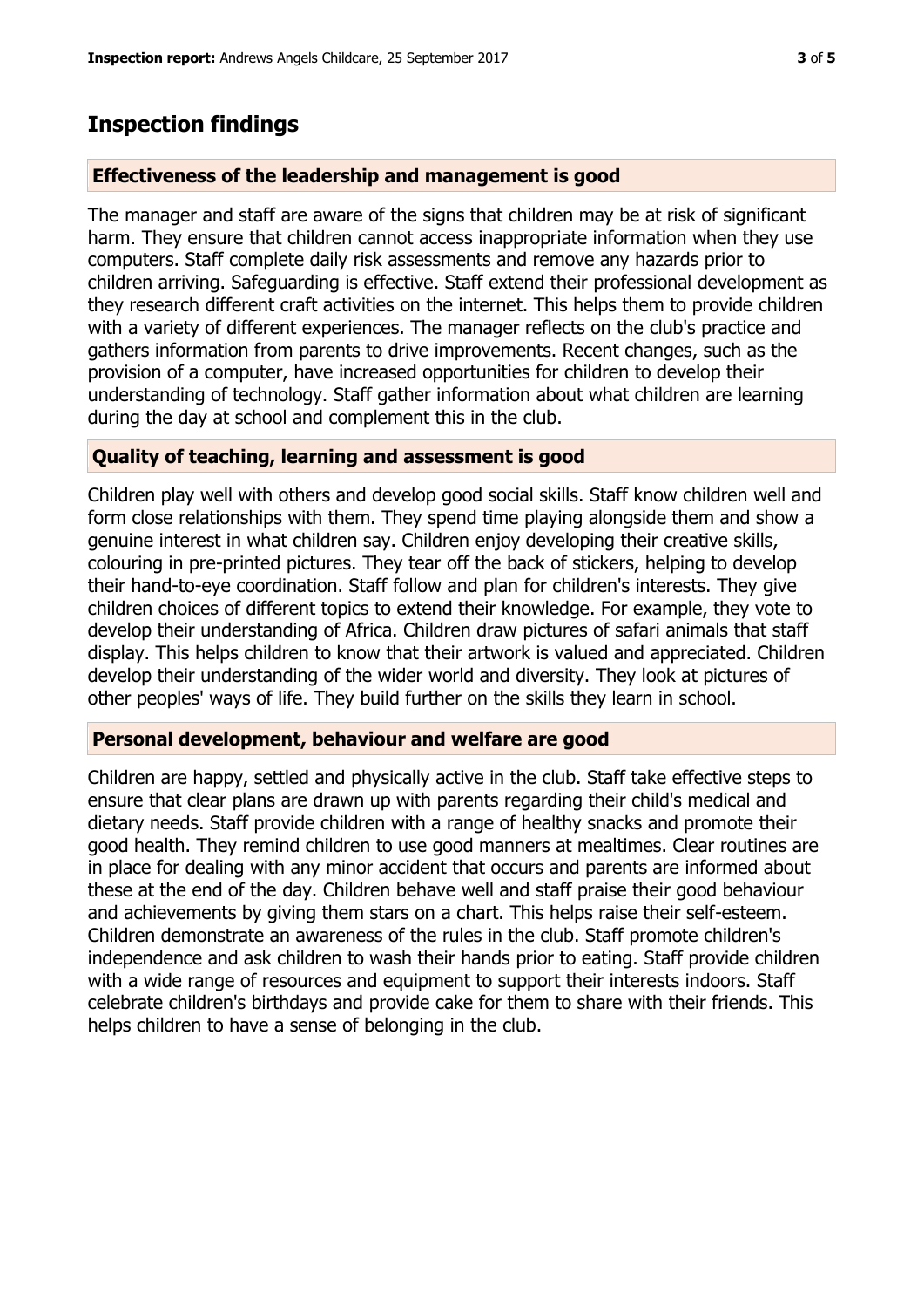## Inspection findings

### Effectiveness of the leadership and management is good

The manager and staff are aware of the signs that children may be at risk of significant harm. They ensure that children cannot access inappropriate information when they use computers. Staff complete daily risk assessments and remove any hazards prior to children arriving. Safeguarding is effective. Staff extend their professional development as they research different craft activities on the internet. This helps them to provide children with a variety of different experiences. The manager reflects on the club's practice and gathers information from parents to drive improvements. Recent changes, such as the provision of a computer, have increased opportunities for children to develop their understanding of technology. Staff gather information about what children are learning during the day at school and complement this in the club.

### Quality of teaching, learning and assessment is good

Children play well with others and develop good social skills. Staff know children well and form close relationships with them. They spend time playing alongside them and show a genuine interest in what children say. Children enjoy developing their creative skills, colouring in pre-printed pictures. They tear off the back of stickers, helping to develop their hand-to-eye coordination. Staff follow and plan for children's interests. They give children choices of different topics to extend their knowledge. For example, they vote to develop their understanding of Africa. Children draw pictures of safari animals that staff display. This helps children to know that their artwork is valued and appreciated. Children develop their understanding of the wider world and diversity. They look at pictures of other peoples' ways of life. They build further on the skills they learn in school.

### Personal development, behaviour and welfare are good

Children are happy, settled and physically active in the club. Staff take effective steps to ensure that clear plans are drawn up with parents regarding their child's medical and dietary needs. Staff provide children with a range of healthy snacks and promote their good health. They remind children to use good manners at mealtimes. Clear routines are in place for dealing with any minor accident that occurs and parents are informed about these at the end of the day. Children behave well and staff praise their good behaviour and achievements by giving them stars on a chart. This helps raise their self-esteem. Children demonstrate an awareness of the rules in the club. Staff promote children's independence and ask children to wash their hands prior to eating. Staff provide children with a wide range of resources and equipment to support their interests indoors. Staff celebrate children's birthdays and provide cake for them to share with their friends. This helps children to have a sense of belonging in the club.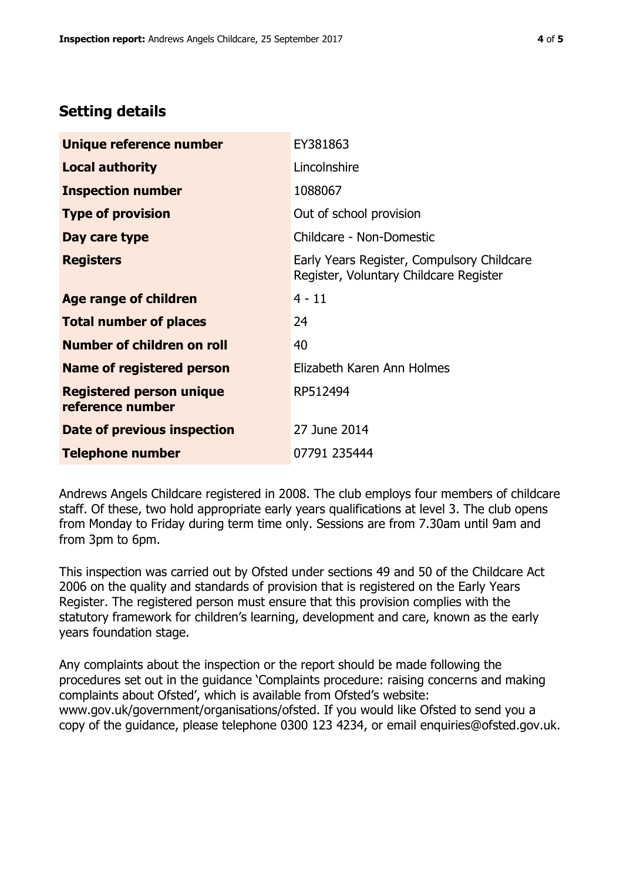## Setting details

| | |
|---|---|
| **Unique reference number** | EY381863 |
| **Local authority** | Lincolnshire |
| **Inspection number** | 1088067 |
| **Type of provision** | Out of school provision |
| **Day care type** | Childcare - Non-Domestic |
| **Registers** | Early Years Register, Compulsory Childcare Register, Voluntary Childcare Register |
| **Age range of children** | 4 - 11 |
| **Total number of places** | 24 |
| **Number of children on roll** | 40 |
| **Name of registered person** | Elizabeth Karen Ann Holmes |
| **Registered person unique reference number** | RP512494 |
| **Date of previous inspection** | 27 June 2014 |
| **Telephone number** | 07791 235444 |

Andrews Angels Childcare registered in 2008. The club employs four members of childcare staff. Of these, two hold appropriate early years qualifications at level 3. The club opens from Monday to Friday during term time only. Sessions are from 7.30am until 9am and from 3pm to 6pm.

This inspection was carried out by Ofsted under sections 49 and 50 of the Childcare Act 2006 on the quality and standards of provision that is registered on the Early Years Register. The registered person must ensure that this provision complies with the statutory framework for children's learning, development and care, known as the early years foundation stage.

Any complaints about the inspection or the report should be made following the procedures set out in the guidance 'Complaints procedure: raising concerns and making complaints about Ofsted', which is available from Ofsted's website: www.gov.uk/government/organisations/ofsted. If you would like Ofsted to send you a copy of the guidance, please telephone 0300 123 4234, or email enquiries@ofsted.gov.uk.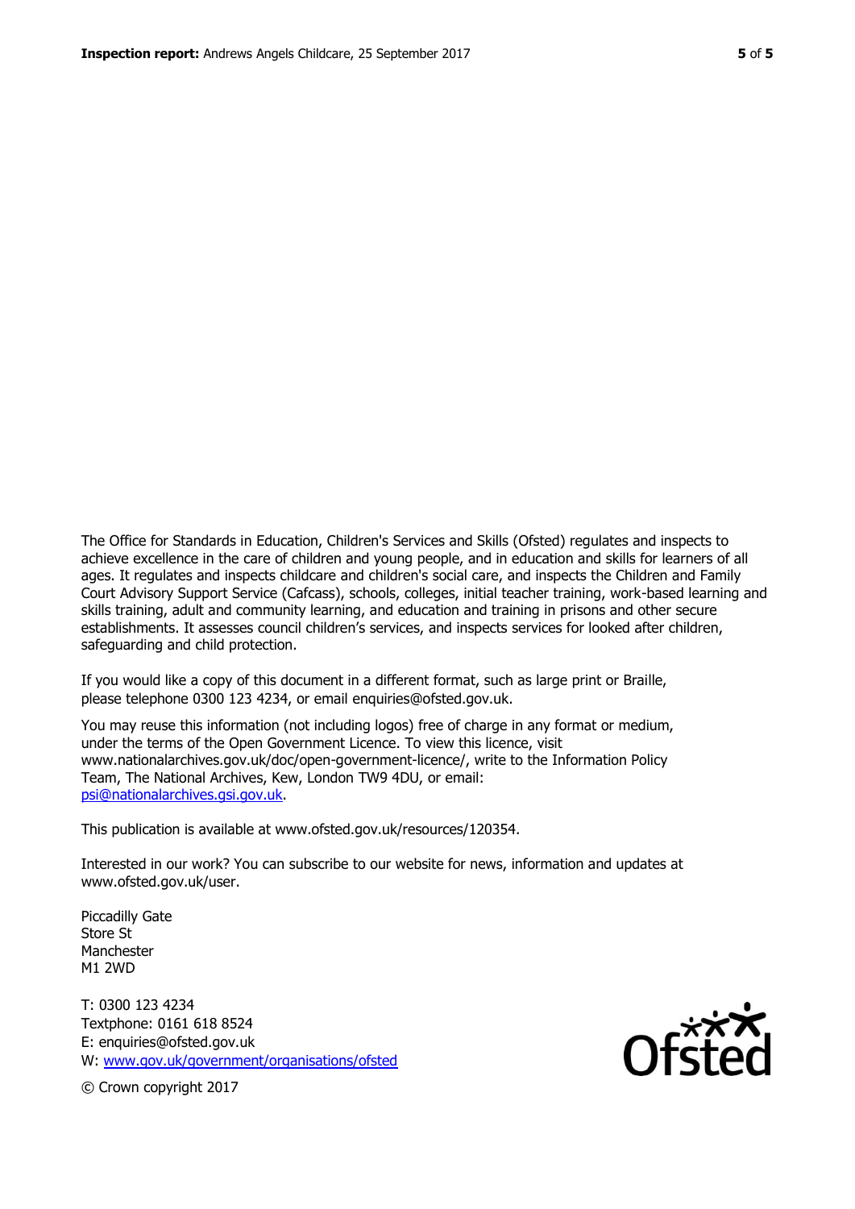The Office for Standards in Education, Children's Services and Skills (Ofsted) regulates and inspects to achieve excellence in the care of children and young people, and in education and skills for learners of all ages. It regulates and inspects childcare and children's social care, and inspects the Children and Family Court Advisory Support Service (Cafcass), schools, colleges, initial teacher training, work-based learning and skills training, adult and community learning, and education and training in prisons and other secure establishments. It assesses council children's services, and inspects services for looked after children, safeguarding and child protection.

If you would like a copy of this document in a different format, such as large print or Braille, please telephone 0300 123 4234, or email enquiries@ofsted.gov.uk.

You may reuse this information (not including logos) free of charge in any format or medium, under the terms of the Open Government Licence. To view this licence, visit www.nationalarchives.gov.uk/doc/open-government-licence/, write to the Information Policy Team, The National Archives, Kew, London TW9 4DU, or email: psi@nationalarchives.gsi.gov.uk.

This publication is available at www.ofsted.gov.uk/resources/120354.

Interested in our work? You can subscribe to our website for news, information and updates at www.ofsted.gov.uk/user.

Piccadilly Gate
Store St
Manchester
M1 2WD

T: 0300 123 4234
Textphone: 0161 618 8524
E: enquiries@ofsted.gov.uk
W: www.gov.uk/government/organisations/ofsted

© Crown copyright 2017